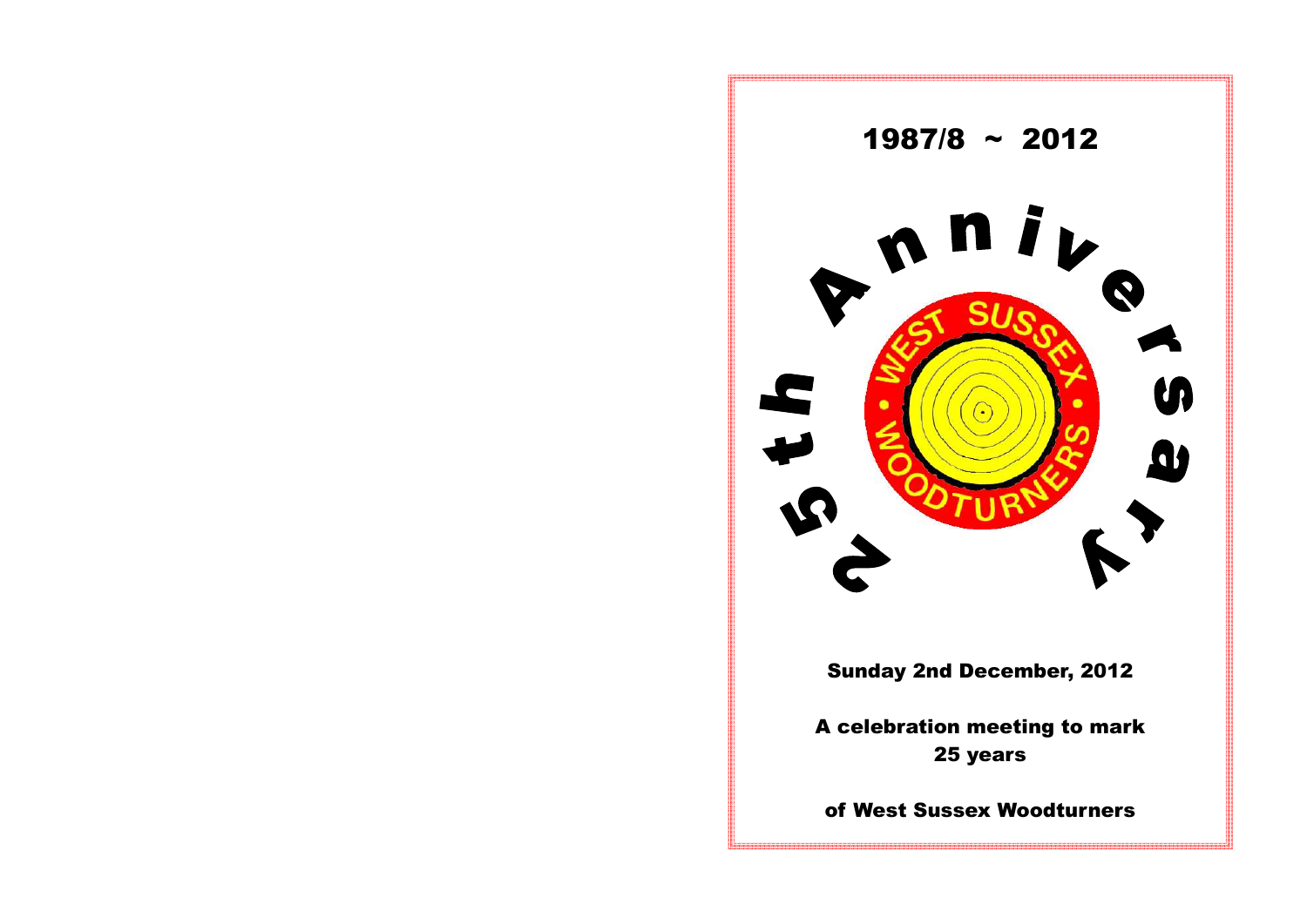# 1987/8 ~ 2012

## 25th Anniversary

WEST SUSSEX • WOODTURNERS •

**Sunday 2nd December, 2012**

**A celebration meeting to mark 25 years**

**of West Sussex Woodturners**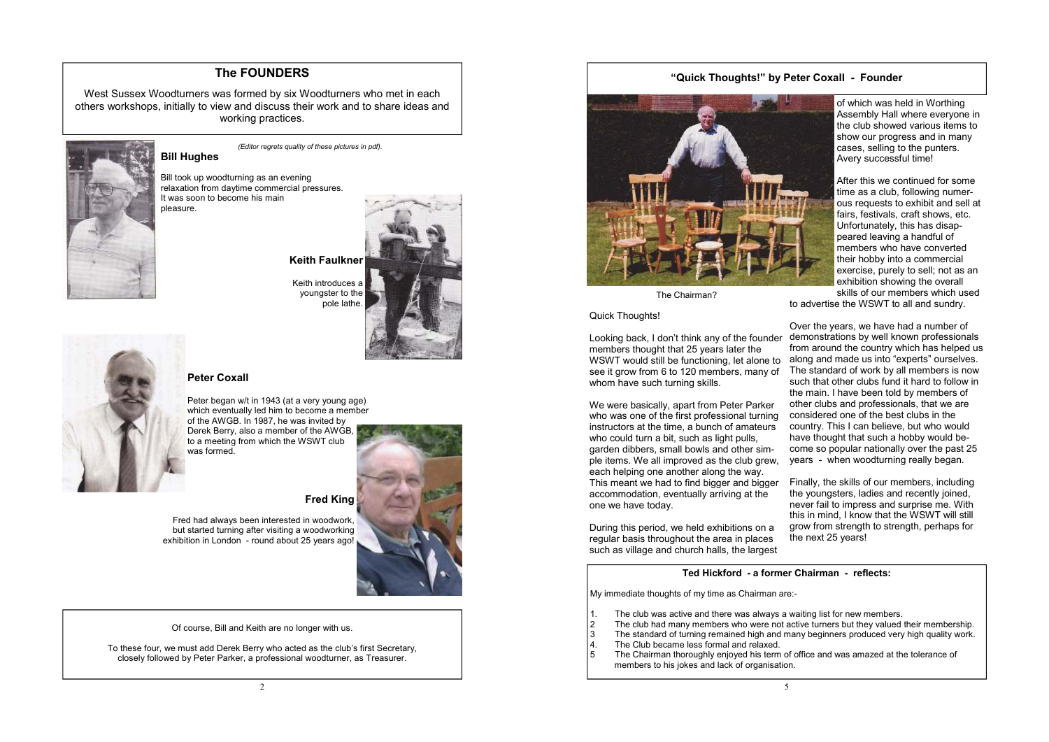## The FOUNDERS

West Sussex Woodturners was formed by six Woodturners who met in each others workshops, initially to view and discuss their work and to share ideas and working practices.

*(Editor regrets quality of these pictures in pdf).*

### Bill Hughes

Bill took up woodturning as an evening relaxation from daytime commercial pressures. It was soon to become his main pleasure.

### Keith Faulkner

Keith introduces a youngster to the pole lathe.

### Peter Coxall

Peter began w/t in 1943 (at a very young age) which eventually led him to become a member of the AWGB. In 1987, he was invited by Derek Berry, also a member of the AWGB, to a meeting from which the WSWT club was formed.

### Fred King

Fred had always been interested in woodwork, but started turning after visiting a woodworking exhibition in London - round about 25 years ago!

Of course, Bill and Keith are no longer with us.

To these four, we must add Derek Berry who acted as the club's first Secretary, closely followed by Peter Parker, a professional woodturner, as Treasurer.

## "Quick Thoughts!" by Peter Coxall - Founder

The Chairman?

Quick Thoughts!

Looking back, I don't think any of the founder members thought that 25 years later the WSWT would still be functioning, let alone to see it grow from 6 to 120 members, many of whom have such turning skills.

We were basically, apart from Peter Parker who was one of the first professional turning instructors at the time, a bunch of amateurs who could turn a bit, such as light pulls, garden dibbers, small bowls and other simple items. We all improved as the club grew, each helping one another along the way. This meant we had to find bigger and bigger accommodation, eventually arriving at the one we have today.

During this period, we held exhibitions on a regular basis throughout the area in places such as village and church halls, the largest of which was held in Worthing Assembly Hall where everyone in the club showed various items to show our progress and in many cases, selling to the punters. Avery successful time!

After this we continued for some time as a club, following numerous requests to exhibit and sell at fairs, festivals, craft shows, etc. Unfortunately, this has disappeared leaving a handful of members who have converted their hobby into a commercial exercise, purely to sell; not as an exhibition showing the overall skills of our members which used to advertise the WSWT to all and sundry.

Over the years, we have had a number of demonstrations by well known professionals from around the country which has helped us along and made us into "experts" ourselves. The standard of work by all members is now such that other clubs fund it hard to follow in the main. I have been told by members of other clubs and professionals, that we are considered one of the best clubs in the country. This I can believe, but who would have thought that such a hobby would become so popular nationally over the past 25 years - when woodturning really began.

Finally, the skills of our members, including the youngsters, ladies and recently joined, never fail to impress and surprise me. With this in mind, I know that the WSWT will still grow from strength to strength, perhaps for the next 25 years!

### Ted Hickford - a former Chairman - reflects:

My immediate thoughts of my time as Chairman are:-

1. The club was active and there was always a waiting list for new members.
2. The club had many members who were not active turners but they valued their membership.
3. The standard of turning remained high and many beginners produced very high quality work.
4. The Club became less formal and relaxed.
5. The Chairman thoroughly enjoyed his term of office and was amazed at the tolerance of members to his jokes and lack of organisation.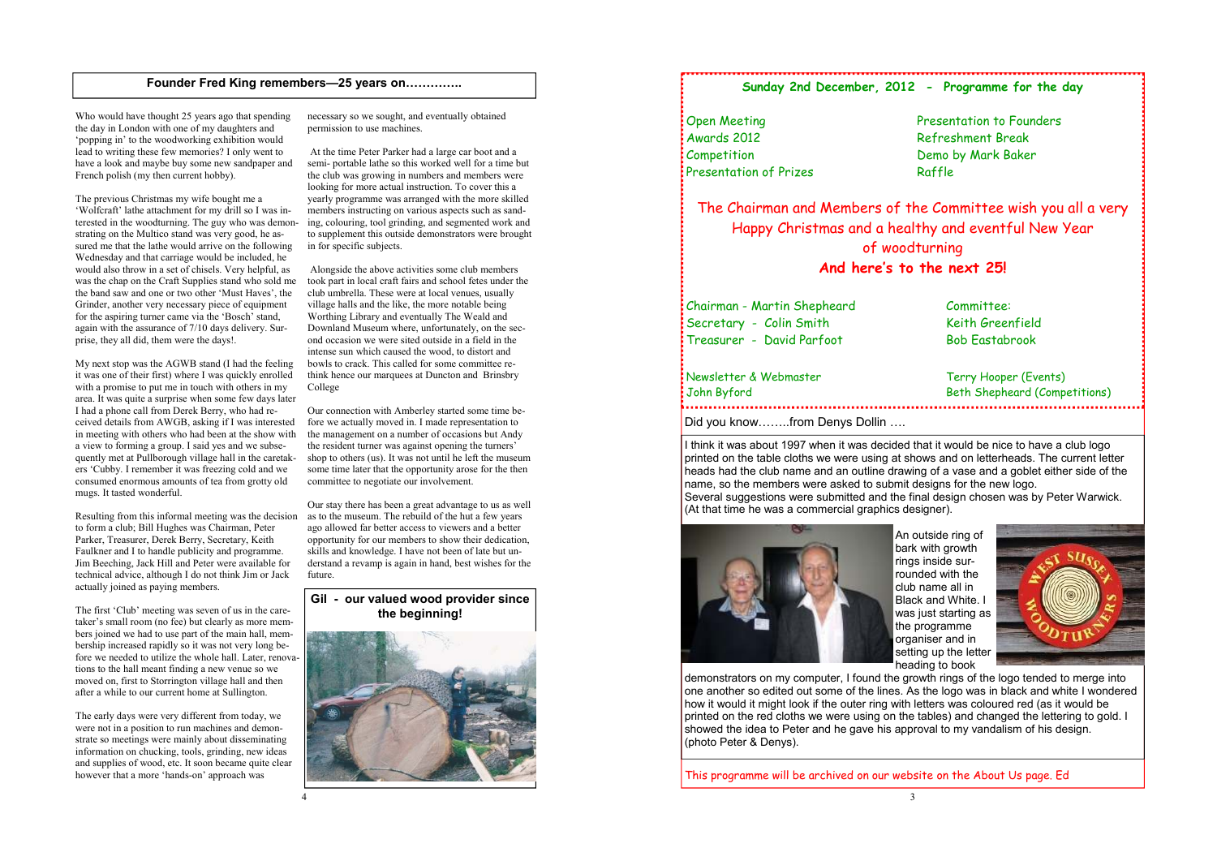## Founder Fred King remembers—25 years on…………..

Who would have thought 25 years ago that spending the day in London with one of my daughters and 'popping in' to the woodworking exhibition would lead to writing these few memories? I only went to have a look and maybe buy some new sandpaper and French polish (my then current hobby).

The previous Christmas my wife bought me a 'Wolfcraft' lathe attachment for my drill so I was interested in the woodturning. The guy who was demonstrating on the Multico stand was very good, he assured me that the lathe would arrive on the following Wednesday and that carriage would be included, he would also throw in a set of chisels. Very helpful, as was the chap on the Craft Supplies stand who sold me the band saw and one or two other 'Must Haves', the Grinder, another very necessary piece of equipment for the aspiring turner came via the 'Bosch' stand, again with the assurance of 7/10 days delivery. Surprise, they all did, them were the days!.

My next stop was the AGWB stand (I had the feeling it was one of their first) where I was quickly enrolled with a promise to put me in touch with others in my area. It was quite a surprise when some few days later I had a phone call from Derek Berry, who had received details from AWGB, asking if I was interested in meeting with others who had been at the show with a view to forming a group. I said yes and we subsequently met at Pullborough village hall in the caretakers 'Cubby. I remember it was freezing cold and we consumed enormous amounts of tea from grotty old mugs. It tasted wonderful.

Resulting from this informal meeting was the decision to form a club; Bill Hughes was Chairman, Peter Parker, Treasurer, Derek Berry, Secretary, Keith Faulkner and I to handle publicity and programme. Jim Beeching, Jack Hill and Peter were available for technical advice, although I do not think Jim or Jack actually joined as paying members.

The first 'Club' meeting was seven of us in the caretaker's small room (no fee) but clearly as more members joined we had to use part of the main hall, membership increased rapidly so it was not very long before we needed to utilize the whole hall. Later, renovations to the hall meant finding a new venue so we moved on, first to Storrington village hall and then after a while to our current home at Sullington.

The early days were very different from today, we were not in a position to run machines and demonstrate so meetings were mainly about disseminating information on chucking, tools, grinding, new ideas and supplies of wood, etc. It soon became quite clear however that a more 'hands-on' approach was necessary so we sought, and eventually obtained permission to use machines.

At the time Peter Parker had a large car boot and a semi- portable lathe so this worked well for a time but the club was growing in numbers and members were looking for more actual instruction. To cover this a yearly programme was arranged with the more skilled members instructing on various aspects such as sanding, colouring, tool grinding, and segmented work and to supplement this outside demonstrators were brought in for specific subjects.

Alongside the above activities some club members took part in local craft fairs and school fetes under the club umbrella. These were at local venues, usually village halls and the like, the more notable being Worthing Library and eventually The Weald and Downland Museum where, unfortunately, on the second occasion we were sited outside in a field in the intense sun which caused the wood, to distort and bowls to crack. This called for some committee rethink hence our marquees at Duncton and Brinsbry College

Our connection with Amberley started some time before we actually moved in. I made representation to the management on a number of occasions but Andy the resident turner was against opening the turners' shop to others (us). It was not until he left the museum some time later that the opportunity arose for the then committee to negotiate our involvement.

Our stay there has been a great advantage to us as well as to the museum. The rebuild of the hut a few years ago allowed far better access to viewers and a better opportunity for our members to show their dedication, skills and knowledge. I have not been of late but understand a revamp is again in hand, best wishes for the future.

**Gil - our valued wood provider since the beginning!**

### Sunday 2nd December, 2012 - Programme for the day

Open Meeting
Awards 2012
Competition
Presentation of Prizes
Presentation to Founders
Refreshment Break
Demo by Mark Baker
Raffle

The Chairman and Members of the Committee wish you all a very Happy Christmas and a healthy and eventful New Year of woodturning

**And here's to the next 25!**

Chairman - Martin Shepheard
Secretary - Colin Smith
Treasurer - David Parfoot

Newsletter & Webmaster
John Byford

Committee:
Keith Greenfield
Bob Eastabrook
Terry Hooper (Events)
Beth Shepheard (Competitions)

### Did you know……..from Denys Dollin ….

I think it was about 1997 when it was decided that it would be nice to have a club logo printed on the table cloths we were using at shows and on letterheads. The current letter heads had the club name and an outline drawing of a vase and a goblet either side of the name, so the members were asked to submit designs for the new logo.
Several suggestions were submitted and the final design chosen was by Peter Warwick. (At that time he was a commercial graphics designer).

An outside ring of bark with growth rings inside surrounded with the club name all in Black and White. I was just starting as the programme organiser and in setting up the letter heading to book demonstrators on my computer, I found the growth rings of the logo tended to merge into one another so edited out some of the lines. As the logo was in black and white I wondered how it would it might look if the outer ring with letters was coloured red (as it would be printed on the red cloths we were using on the tables) and changed the lettering to gold. I showed the idea to Peter and he gave his approval to my vandalism of his design.
(photo Peter & Denys).

WEST SUSSEX WOODTURNERS

This programme will be archived on our website on the About Us page. Ed